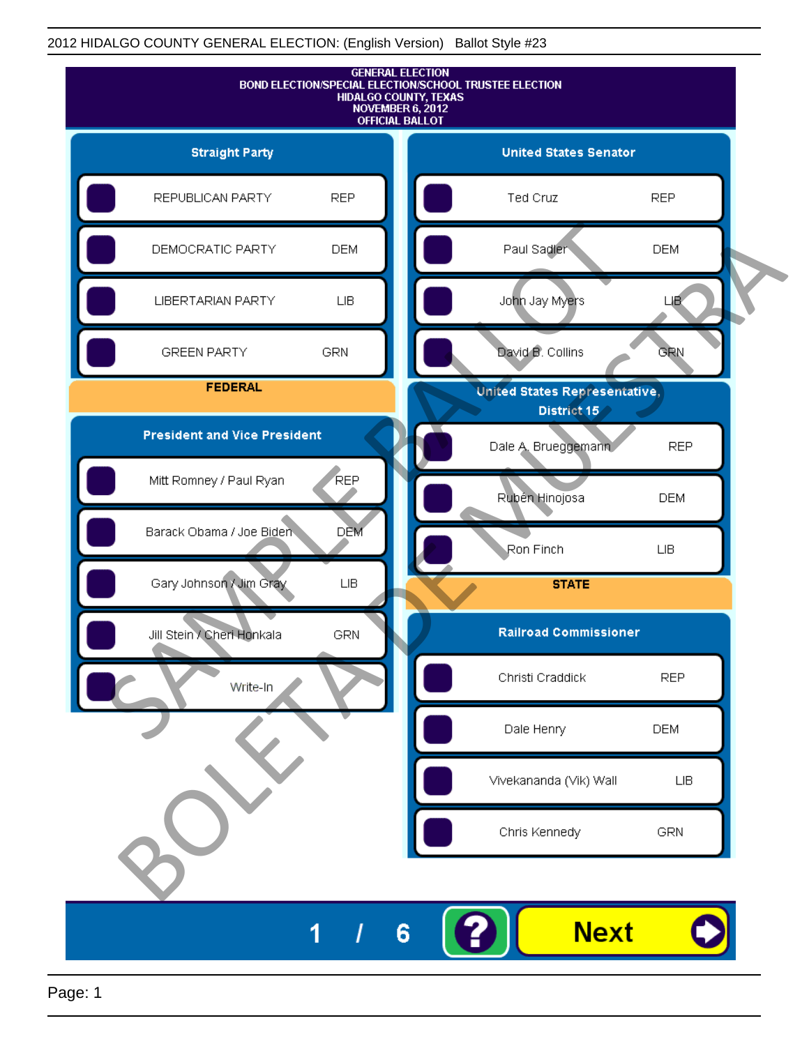2012 HIDALGO COUNTY GENERAL ELECTION: (English Version) Ballot Style #23

# GENERAL ELECTION
## BOND ELECTION/SPECIAL ELECTION/SCHOOL TRUSTEE ELECTION
## HIDALGO COUNTY, TEXAS
## NOVEMBER 6, 2012
## OFFICIAL BALLOT

### Straight Party

| Party | |
|---|---|
| REPUBLICAN PARTY | REP |
| DEMOCRATIC PARTY | DEM |
| LIBERTARIAN PARTY | LIB |
| GREEN PARTY | GRN |

## FEDERAL

### President and Vice President

| Candidate | |
|---|---|
| Mitt Romney / Paul Ryan | REP |
| Barack Obama / Joe Biden | DEM |
| Gary Johnson / Jim Gray | LIB |
| Jill Stein / Cheri Honkala | GRN |
| Write-In | |

### United States Senator

| Candidate | |
|---|---|
| Ted Cruz | REP |
| Paul Sadler | DEM |
| John Jay Myers | LIB |
| David B. Collins | GRN |

### United States Representative, District 15

| Candidate | |
|---|---|
| Dale A. Brueggemann | REP |
| Rubén Hinojosa | DEM |
| Ron Finch | LIB |

## STATE

### Railroad Commissioner

| Candidate | |
|---|---|
| Christi Craddick | REP |
| Dale Henry | DEM |
| Vivekananda (Vik) Wall | LIB |
| Chris Kennedy | GRN |

SAMPLE BALLOT

BOLETA DE MUESTRA

1 / 6

?

Next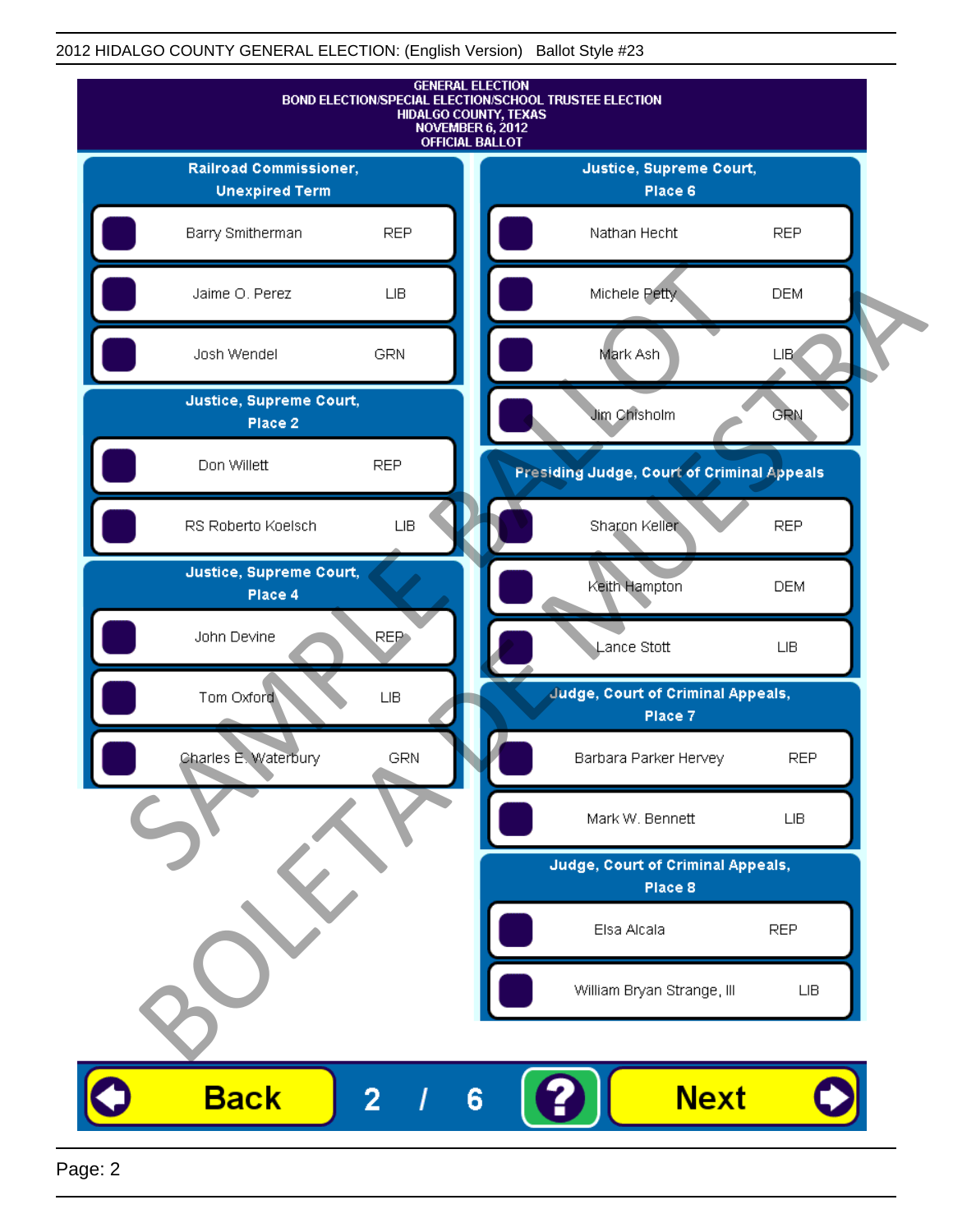2012 HIDALGO COUNTY GENERAL ELECTION: (English Version) Ballot Style #23

GENERAL ELECTION
BOND ELECTION/SPECIAL ELECTION/SCHOOL TRUSTEE ELECTION
HIDALGO COUNTY, TEXAS
NOVEMBER 6, 2012
OFFICIAL BALLOT

## Railroad Commissioner, Unexpired Term

| Candidate | Party |
|---|---|
| Barry Smitherman | REP |
| Jaime O. Perez | LIB |
| Josh Wendel | GRN |

## Justice, Supreme Court, Place 2

| Candidate | Party |
|---|---|
| Don Willett | REP |
| RS Roberto Koelsch | LIB |

## Justice, Supreme Court, Place 4

| Candidate | Party |
|---|---|
| John Devine | REP |
| Tom Oxford | LIB |
| Charles E. Waterbury | GRN |

## Justice, Supreme Court, Place 6

| Candidate | Party |
|---|---|
| Nathan Hecht | REP |
| Michele Petty | DEM |
| Mark Ash | LIB |
| Jim Chisholm | GRN |

## Presiding Judge, Court of Criminal Appeals

| Candidate | Party |
|---|---|
| Sharon Keller | REP |
| Keith Hampton | DEM |
| Lance Stott | LIB |

## Judge, Court of Criminal Appeals, Place 7

| Candidate | Party |
|---|---|
| Barbara Parker Hervey | REP |
| Mark W. Bennett | LIB |

## Judge, Court of Criminal Appeals, Place 8

| Candidate | Party |
|---|---|
| Elsa Alcala | REP |
| William Bryan Strange, III | LIB |

SAMPLE BALLOT
BOLETA DE MUESTRA

Back 2 / 6 ? Next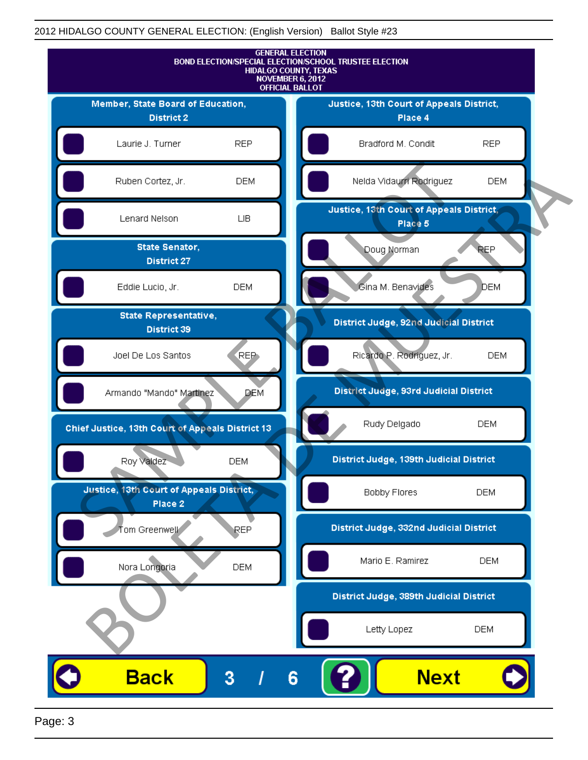GENERAL ELECTION
BOND ELECTION/SPECIAL ELECTION/SCHOOL TRUSTEE ELECTION
HIDALGO COUNTY, TEXAS
NOVEMBER 6, 2012
OFFICIAL BALLOT

### Member, State Board of Education, District 2

| Candidate | Party |
|---|---|
| Laurie J. Turner | REP |
| Ruben Cortez, Jr. | DEM |
| Lenard Nelson | LIB |

### State Senator, District 27

| Candidate | Party |
|---|---|
| Eddie Lucio, Jr. | DEM |

### State Representative, District 39

| Candidate | Party |
|---|---|
| Joel De Los Santos | REP |
| Armando "Mando" Martinez | DEM |

### Chief Justice, 13th Court of Appeals District 13

| Candidate | Party |
|---|---|
| Roy Valdez | DEM |

### Justice, 13th Court of Appeals District, Place 2

| Candidate | Party |
|---|---|
| Tom Greenwell | REP |
| Nora Longoria | DEM |

### Justice, 13th Court of Appeals District, Place 4

| Candidate | Party |
|---|---|
| Bradford M. Condit | REP |
| Nelda Vidaurri Rodriguez | DEM |

### Justice, 13th Court of Appeals District, Place 5

| Candidate | Party |
|---|---|
| Doug Norman | REP |
| Gina M. Benavides | DEM |

### District Judge, 92nd Judicial District

| Candidate | Party |
|---|---|
| Ricardo P. Rodriguez, Jr. | DEM |

### District Judge, 93rd Judicial District

| Candidate | Party |
|---|---|
| Rudy Delgado | DEM |

### District Judge, 139th Judicial District

| Candidate | Party |
|---|---|
| Bobby Flores | DEM |

### District Judge, 332nd Judicial District

| Candidate | Party |
|---|---|
| Mario E. Ramirez | DEM |

### District Judge, 389th Judicial District

| Candidate | Party |
|---|---|
| Letty Lopez | DEM |

SAMPLE BALLOT
BOLETA DE MUESTRA

Back 3 / 6 ? Next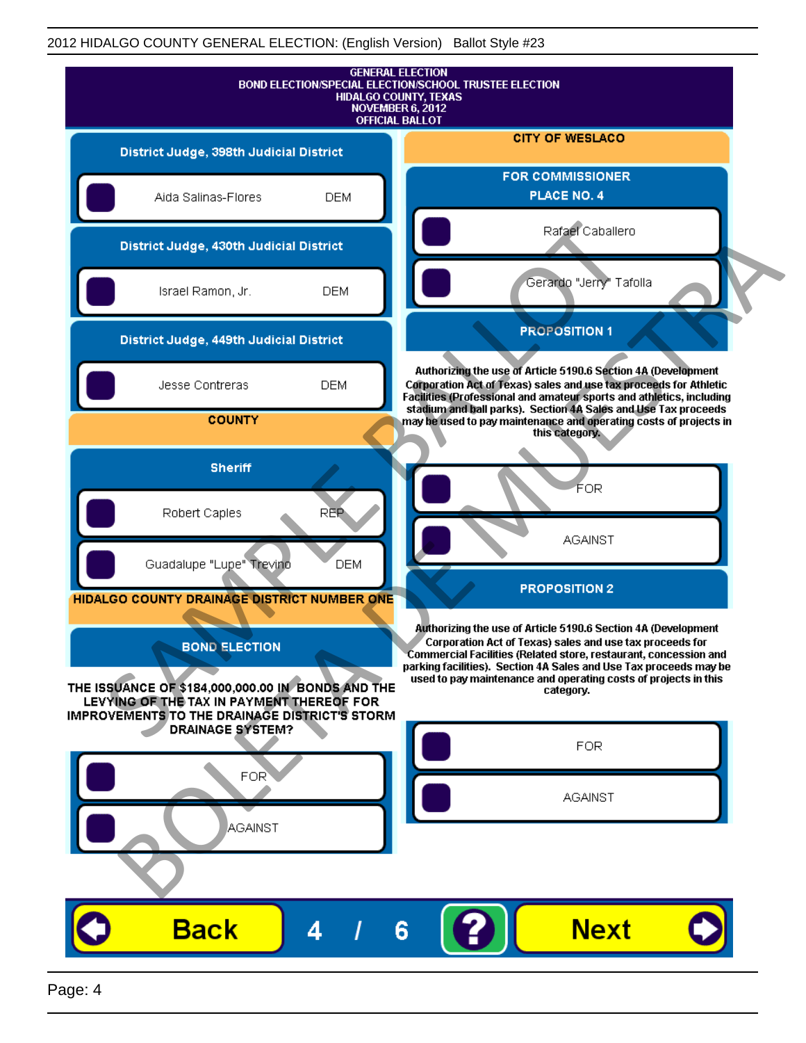# GENERAL ELECTION
## BOND ELECTION/SPECIAL ELECTION/SCHOOL TRUSTEE ELECTION
## HIDALGO COUNTY, TEXAS
## NOVEMBER 6, 2012
## OFFICIAL BALLOT

### District Judge, 398th Judicial District

- Aida Salinas-Flores DEM

### District Judge, 430th Judicial District

- Israel Ramon, Jr. DEM

### District Judge, 449th Judicial District

- Jesse Contreras DEM

## COUNTY

### Sheriff

- Robert Caples REP
- Guadalupe "Lupe" Trevino DEM

## HIDALGO COUNTY DRAINAGE DISTRICT NUMBER ONE

### BOND ELECTION

THE ISSUANCE OF $184,000,000.00 IN BONDS AND THE LEVYING OF THE TAX IN PAYMENT THEREOF FOR IMPROVEMENTS TO THE DRAINAGE DISTRICT'S STORM DRAINAGE SYSTEM?

- FOR
- AGAINST

## CITY OF WESLACO

### FOR COMMISSIONER PLACE NO. 4

- Rafael Caballero
- Gerardo "Jerry" Tafolla

### PROPOSITION 1

Authorizing the use of Article 5190.6 Section 4A (Development Corporation Act of Texas) sales and use tax proceeds for Athletic Facilities (Professional and amateur sports and athletics, including stadium and ball parks). Section 4A Sales and Use Tax proceeds may be used to pay maintenance and operating costs of projects in this category.

- FOR
- AGAINST

### PROPOSITION 2

Authorizing the use of Article 5190.6 Section 4A (Development Corporation Act of Texas) sales and use tax proceeds for Commercial Facilities (Related store, restaurant, concession and parking facilities). Section 4A Sales and Use Tax proceeds may be used to pay maintenance and operating costs of projects in this category.

- FOR
- AGAINST

Back 4 / 6 ? Next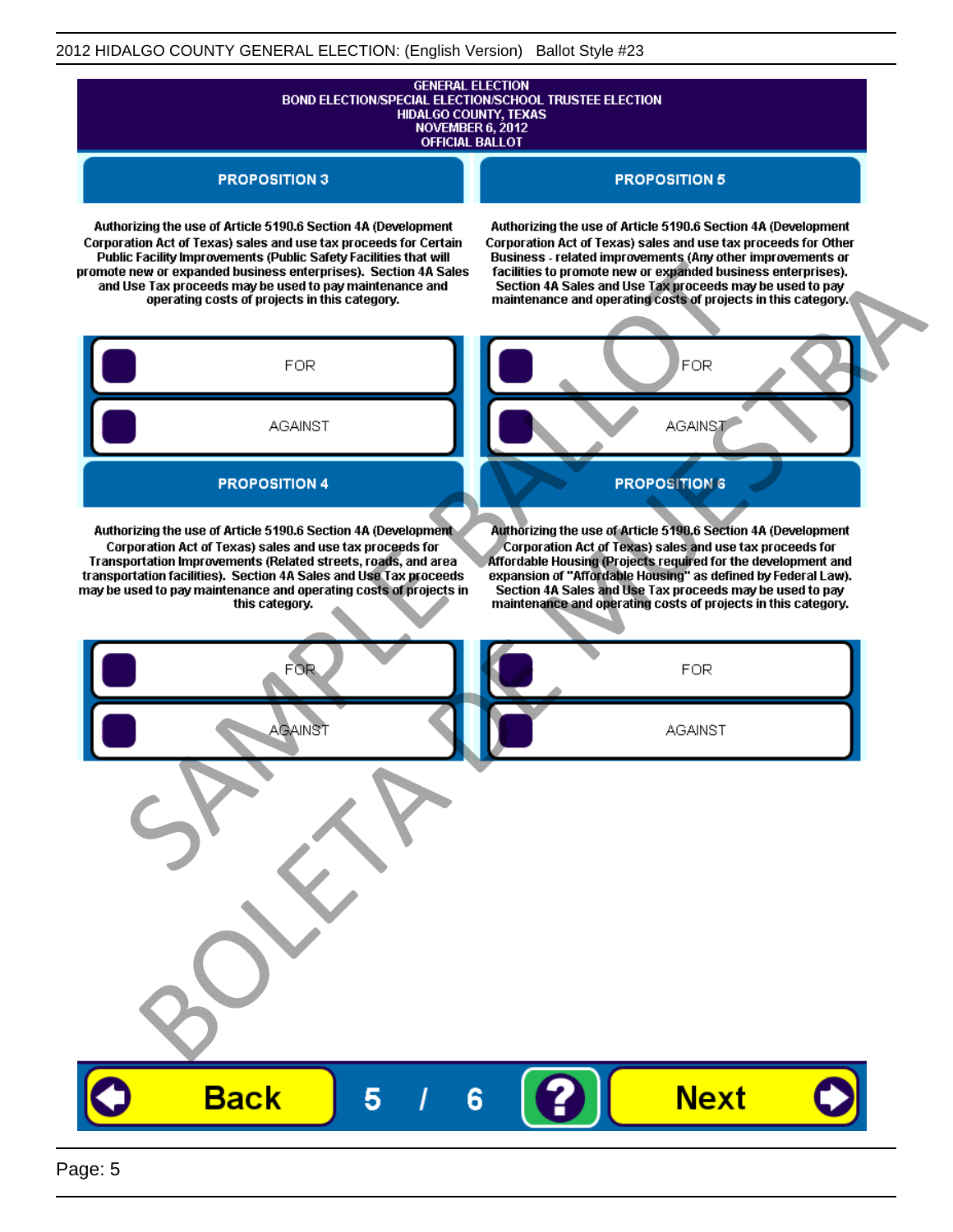GENERAL ELECTION
BOND ELECTION/SPECIAL ELECTION/SCHOOL TRUSTEE ELECTION
HIDALGO COUNTY, TEXAS
NOVEMBER 6, 2012
OFFICIAL BALLOT

## PROPOSITION 3

**Authorizing the use of Article 5190.6 Section 4A (Development Corporation Act of Texas) sales and use tax proceeds for Certain Public Facility Improvements (Public Safety Facilities that will promote new or expanded business enterprises). Section 4A Sales and Use Tax proceeds may be used to pay maintenance and operating costs of projects in this category.**

- FOR
- AGAINST

## PROPOSITION 4

**Authorizing the use of Article 5190.6 Section 4A (Development Corporation Act of Texas) sales and use tax proceeds for Transportation Improvements (Related streets, roads, and area transportation facilities). Section 4A Sales and Use Tax proceeds may be used to pay maintenance and operating costs of projects in this category.**

- FOR
- AGAINST

## PROPOSITION 5

**Authorizing the use of Article 5190.6 Section 4A (Development Corporation Act of Texas) sales and use tax proceeds for Other Business - related improvements (Any other improvements or facilities to promote new or expanded business enterprises). Section 4A Sales and Use Tax proceeds may be used to pay maintenance and operating costs of projects in this category.**

- FOR
- AGAINST

## PROPOSITION 6

**Authorizing the use of Article 5190.6 Section 4A (Development Corporation Act of Texas) sales and use tax proceeds for Affordable Housing (Projects required for the development and expansion of "Affordable Housing" as defined by Federal Law). Section 4A Sales and Use Tax proceeds may be used to pay maintenance and operating costs of projects in this category.**

- FOR
- AGAINST

Back | 5 / 6 | ? | Next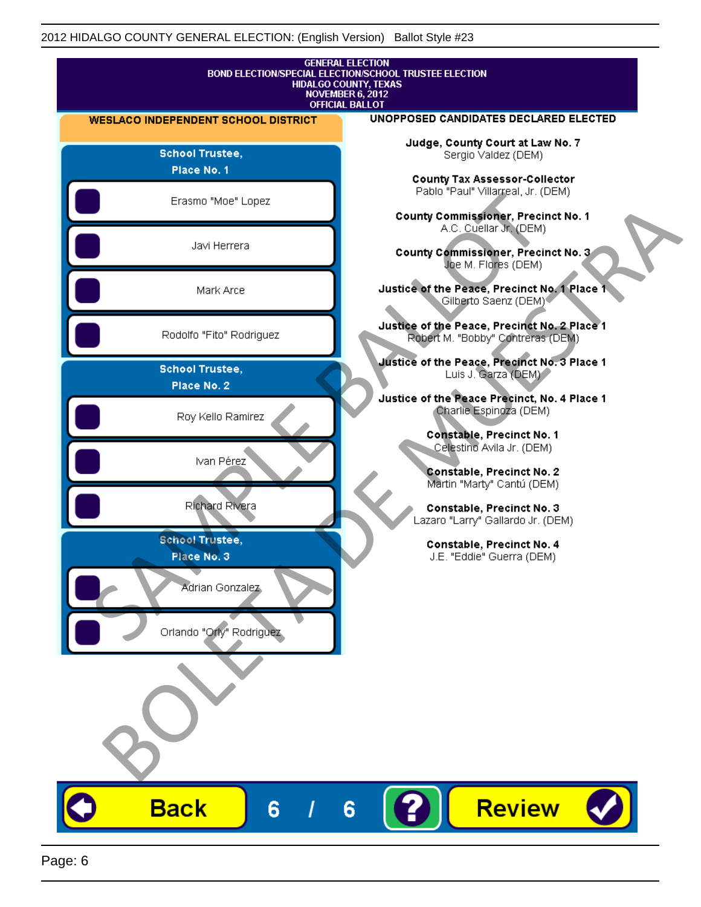GENERAL ELECTION
BOND ELECTION/SPECIAL ELECTION/SCHOOL TRUSTEE ELECTION
HIDALGO COUNTY, TEXAS
NOVEMBER 6, 2012
OFFICIAL BALLOT

## WESLACO INDEPENDENT SCHOOL DISTRICT

### School Trustee, Place No. 1

- Erasmo "Moe" Lopez
- Javi Herrera
- Mark Arce
- Rodolfo "Fito" Rodriguez

### School Trustee, Place No. 2

- Roy Kello Ramirez
- Ivan Pérez
- Richard Rivera

### School Trustee, Place No. 3

- Adrian Gonzalez
- Orlando "Orly" Rodriguez

## UNOPPOSED CANDIDATES DECLARED ELECTED

**Judge, County Court at Law No. 7**
Sergio Valdez (DEM)

**County Tax Assessor-Collector**
Pablo "Paul" Villarreal, Jr. (DEM)

**County Commissioner, Precinct No. 1**
A.C. Cuellar Jr. (DEM)

**County Commissioner, Precinct No. 3**
Joe M. Flores (DEM)

**Justice of the Peace, Precinct No. 1 Place 1**
Gilberto Saenz (DEM)

**Justice of the Peace, Precinct No. 2 Place 1**
Robert M. "Bobby" Contreras (DEM)

**Justice of the Peace, Precinct No. 3 Place 1**
Luis J. Garza (DEM)

**Justice of the Peace Precinct, No. 4 Place 1**
Charlie Espinoza (DEM)

**Constable, Precinct No. 1**
Celestino Avila Jr. (DEM)

**Constable, Precinct No. 2**
Martin "Marty" Cantú (DEM)

**Constable, Precinct No. 3**
Lazaro "Larry" Gallardo Jr. (DEM)

**Constable, Precinct No. 4**
J.E. "Eddie" Guerra (DEM)

SAMPLE BALLOT
BOLETA DE MUESTRA

Back | 6 / 6 | ? | Review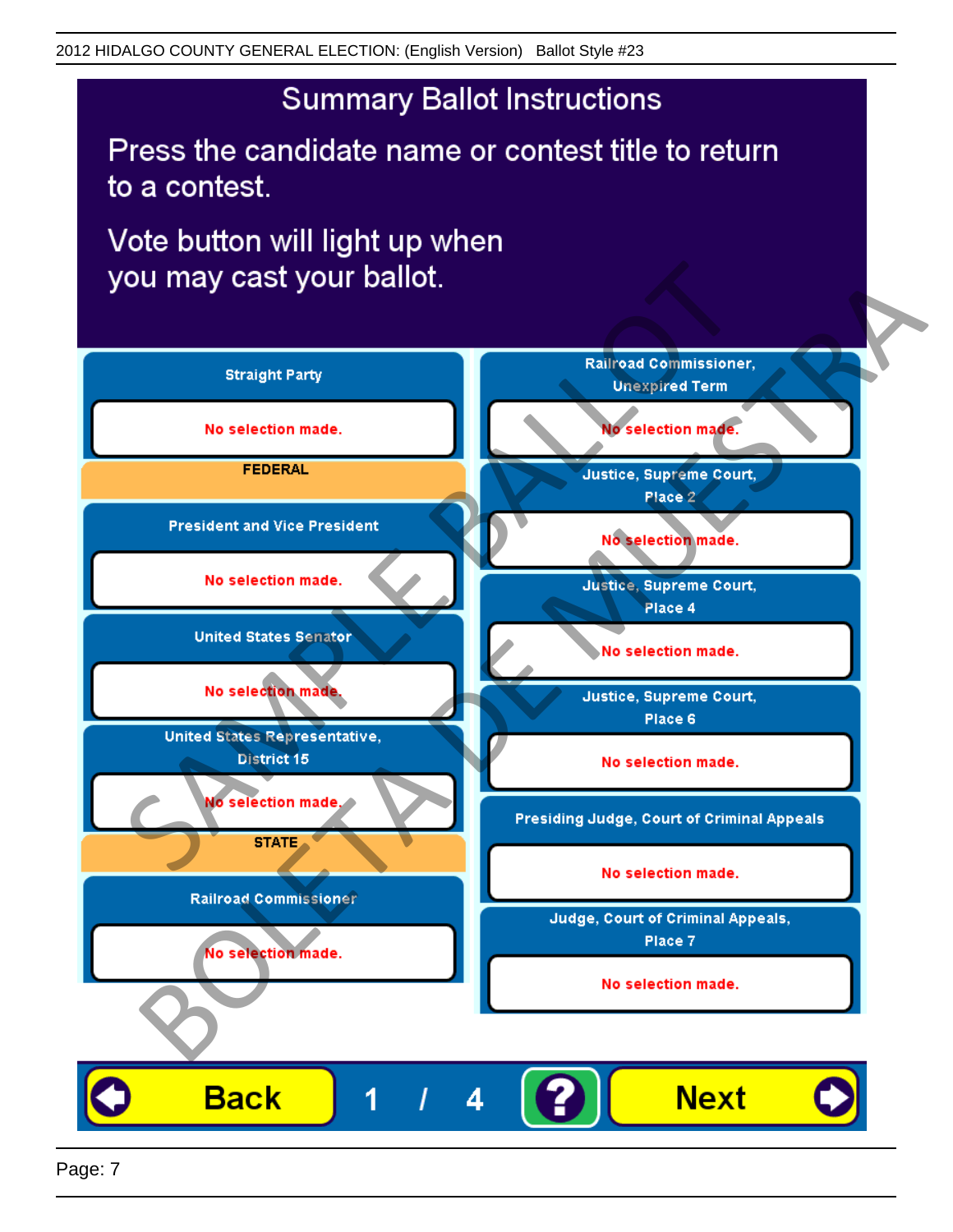2012 HIDALGO COUNTY GENERAL ELECTION: (English Version) Ballot Style #23

# Summary Ballot Instructions

Press the candidate name or contest title to return to a contest.

Vote button will light up when you may cast your ballot.

**Straight Party**

No selection made.

**FEDERAL**

**President and Vice President**

No selection made.

**United States Senator**

No selection made.

**United States Representative, District 15**

No selection made.

**STATE**

**Railroad Commissioner**

No selection made.

**Railroad Commissioner, Unexpired Term**

No selection made.

**Justice, Supreme Court, Place 2**

No selection made.

**Justice, Supreme Court, Place 4**

No selection made.

**Justice, Supreme Court, Place 6**

No selection made.

**Presiding Judge, Court of Criminal Appeals**

No selection made.

**Judge, Court of Criminal Appeals, Place 7**

No selection made.

SAMPLE BALLOT BOLETA DE MUESTRA

Back 1 / 4 ? Next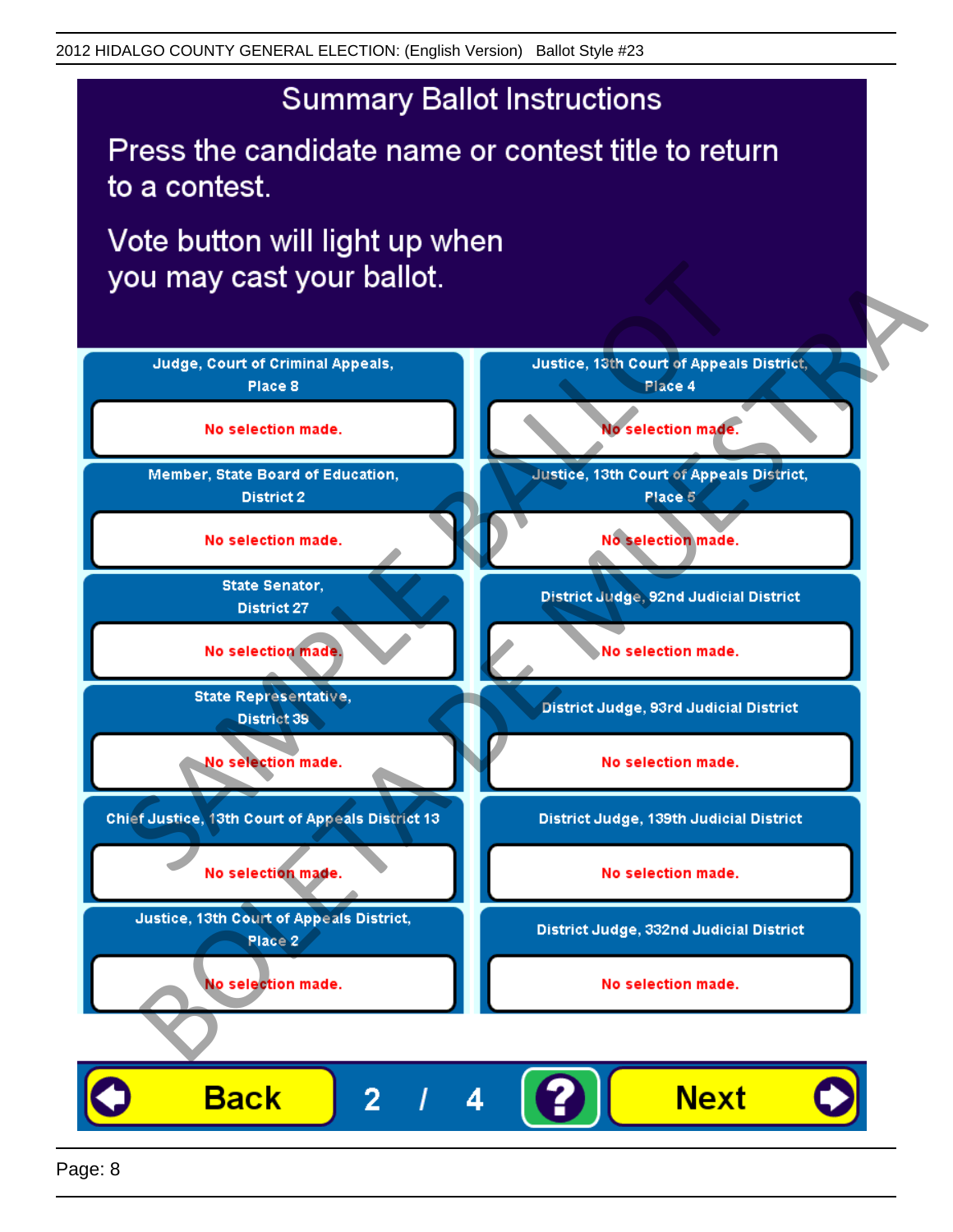# Summary Ballot Instructions

Press the candidate name or contest title to return to a contest.

Vote button will light up when you may cast your ballot.

**Judge, Court of Criminal Appeals, Place 8**

No selection made.

**Member, State Board of Education, District 2**

No selection made.

**State Senator, District 27**

No selection made.

**State Representative, District 39**

No selection made.

**Chief Justice, 13th Court of Appeals District 13**

No selection made.

**Justice, 13th Court of Appeals District, Place 2**

No selection made.

**Justice, 13th Court of Appeals District, Place 4**

No selection made.

**Justice, 13th Court of Appeals District, Place 5**

No selection made.

**District Judge, 92nd Judicial District**

No selection made.

**District Judge, 93rd Judicial District**

No selection made.

**District Judge, 139th Judicial District**

No selection made.

**District Judge, 332nd Judicial District**

No selection made.

SAMPLE BALLOT
BOLETA DE MUESTRA

Back | 2 / 4 | ? | Next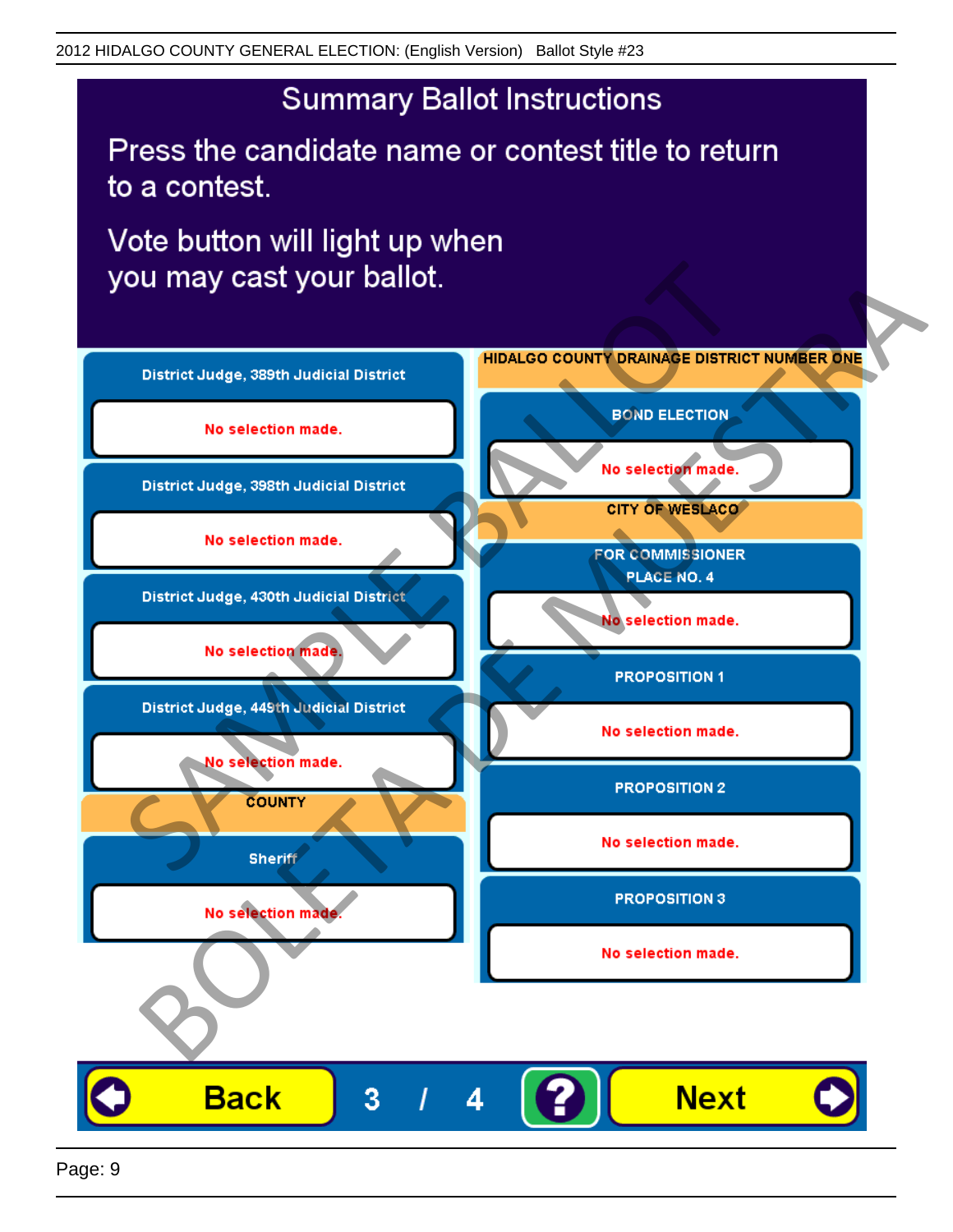# Summary Ballot Instructions

Press the candidate name or contest title to return to a contest.

Vote button will light up when you may cast your ballot.

**District Judge, 389th Judicial District**

No selection made.

**District Judge, 398th Judicial District**

No selection made.

**District Judge, 430th Judicial District**

No selection made.

**District Judge, 449th Judicial District**

No selection made.

**COUNTY**

**Sheriff**

No selection made.

**HIDALGO COUNTY DRAINAGE DISTRICT NUMBER ONE**

**BOND ELECTION**

No selection made.

**CITY OF WESLACO**

**FOR COMMISSIONER PLACE NO. 4**

No selection made.

**PROPOSITION 1**

No selection made.

**PROPOSITION 2**

No selection made.

**PROPOSITION 3**

No selection made.

Back 3 / 4 ? Next

SAMPLE BALLOT
BOLETA DE MUESTRA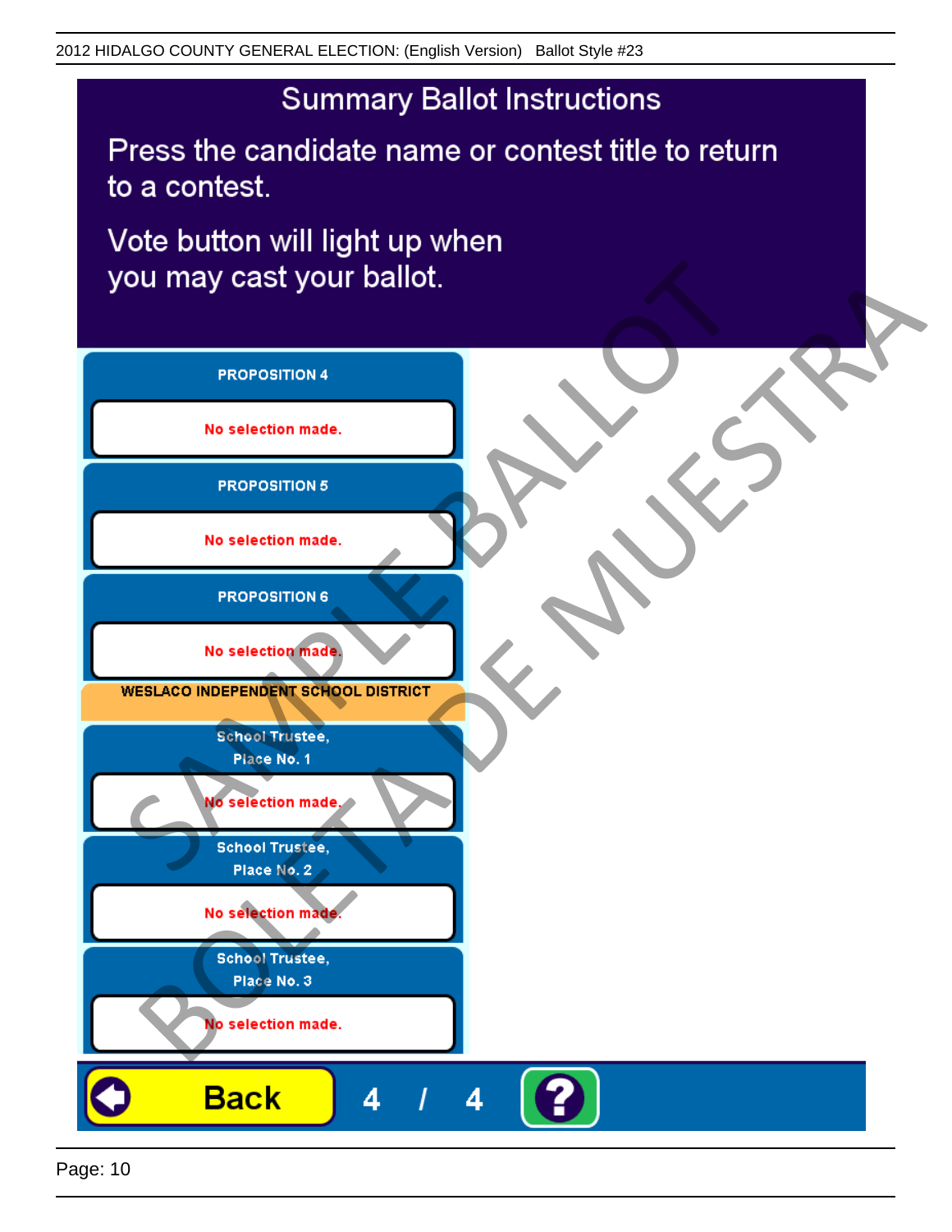# Summary Ballot Instructions

Press the candidate name or contest title to return to a contest.

Vote button will light up when you may cast your ballot.

**PROPOSITION 4**

No selection made.

**PROPOSITION 5**

No selection made.

**PROPOSITION 6**

No selection made.

**WESLACO INDEPENDENT SCHOOL DISTRICT**

**School Trustee, Place No. 1**

No selection made.

**School Trustee, Place No. 2**

No selection made.

**School Trustee, Place No. 3**

No selection made.

Back

4 / 4

?

SAMPLE BALLOT

BOLETA DE MUESTRA